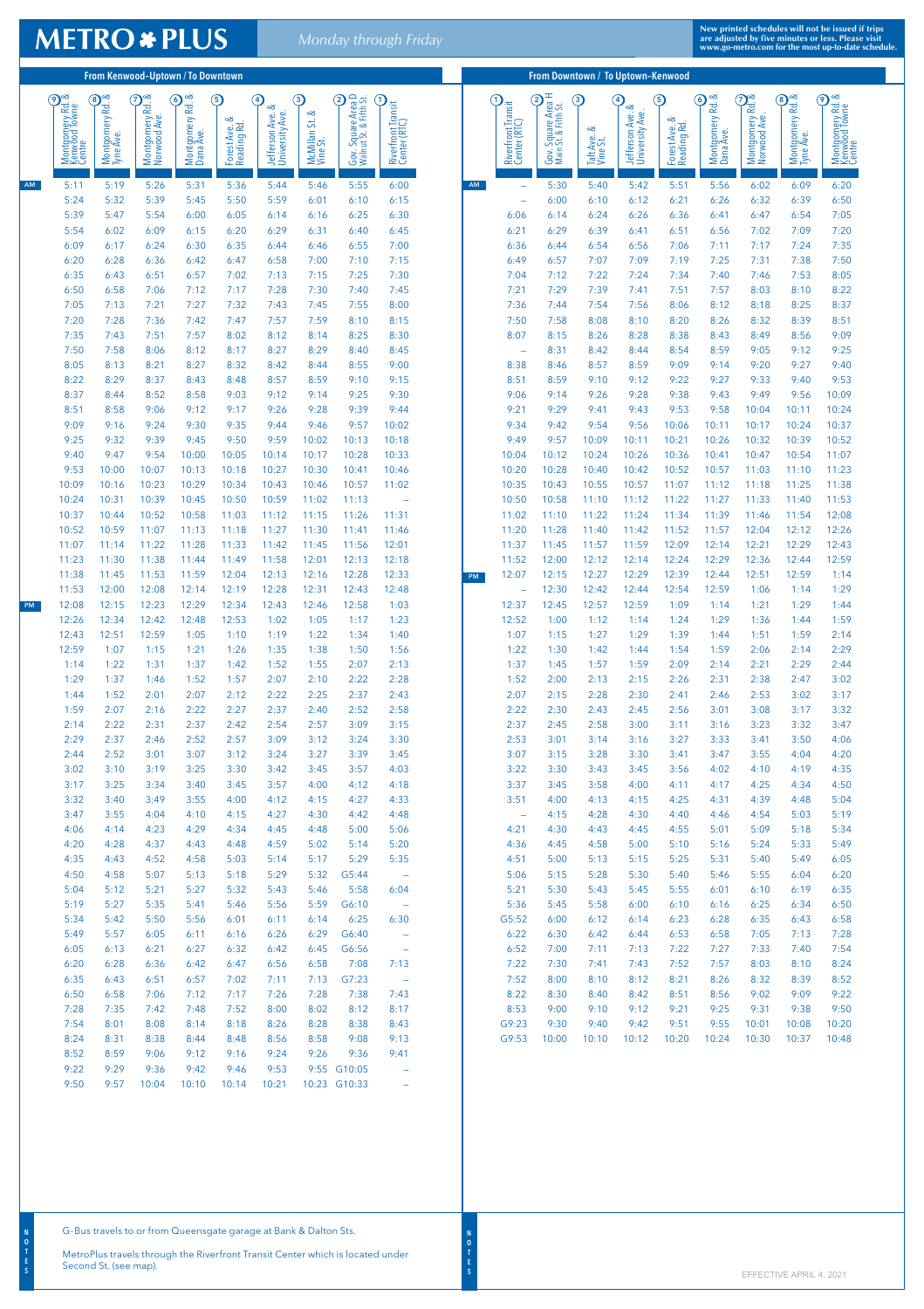# METRO ✱ PLUS

*Monday through Friday*

New printed schedules will not be issued if trips are adjusted by five minutes or less. Please visit www.go-metro.com for the most up-to-date schedule.

## From Kenwood-Uptown / To Downtown

| | ⑨ Montgomery Rd. & Kenwood Towne Centre | ⑧ Montgomery Rd. & Tyne Ave. | ⑦ Montgomery Rd. & Norwood Ave. | ⑥ Montgomery Rd. & Dana Ave. | ⑤ Forest Ave. & Reading Rd. | ④ Jefferson Ave. & University Ave. | ③ McMillan St. & Vine St. | ② Gov. Square Area D Walnut St. & Fifth St. | ① Riverfront Transit Center (RTC) |
|---|---|---|---|---|---|---|---|---|---|
| AM | 5:11 | 5:19 | 5:26 | 5:31 | 5:36 | 5:44 | 5:46 | 5:55 | 6:00 |
| | 5:24 | 5:32 | 5:39 | 5:45 | 5:50 | 5:59 | 6:01 | 6:10 | 6:15 |
| | 5:39 | 5:47 | 5:54 | 6:00 | 6:05 | 6:14 | 6:16 | 6:25 | 6:30 |
| | 5:54 | 6:02 | 6:09 | 6:15 | 6:20 | 6:29 | 6:31 | 6:40 | 6:45 |
| | 6:09 | 6:17 | 6:24 | 6:30 | 6:35 | 6:44 | 6:46 | 6:55 | 7:00 |
| | 6:20 | 6:28 | 6:36 | 6:42 | 6:47 | 6:58 | 7:00 | 7:10 | 7:15 |
| | 6:35 | 6:43 | 6:51 | 6:57 | 7:02 | 7:13 | 7:15 | 7:25 | 7:30 |
| | 6:50 | 6:58 | 7:06 | 7:12 | 7:17 | 7:28 | 7:30 | 7:40 | 7:45 |
| | 7:05 | 7:13 | 7:21 | 7:27 | 7:32 | 7:43 | 7:45 | 7:55 | 8:00 |
| | 7:20 | 7:28 | 7:36 | 7:42 | 7:47 | 7:57 | 7:59 | 8:10 | 8:15 |
| | 7:35 | 7:43 | 7:51 | 7:57 | 8:02 | 8:12 | 8:14 | 8:25 | 8:30 |
| | 7:50 | 7:58 | 8:06 | 8:12 | 8:17 | 8:27 | 8:29 | 8:40 | 8:45 |
| | 8:05 | 8:13 | 8:21 | 8:27 | 8:32 | 8:42 | 8:44 | 8:55 | 9:00 |
| | 8:22 | 8:29 | 8:37 | 8:43 | 8:48 | 8:57 | 8:59 | 9:10 | 9:15 |
| | 8:37 | 8:44 | 8:52 | 8:58 | 9:03 | 9:12 | 9:14 | 9:25 | 9:30 |
| | 8:51 | 8:58 | 9:06 | 9:12 | 9:17 | 9:26 | 9:28 | 9:39 | 9:44 |
| | 9:09 | 9:16 | 9:24 | 9:30 | 9:35 | 9:44 | 9:46 | 9:57 | 10:02 |
| | 9:25 | 9:32 | 9:39 | 9:45 | 9:50 | 9:59 | 10:02 | 10:13 | 10:18 |
| | 9:40 | 9:47 | 9:54 | 10:00 | 10:05 | 10:14 | 10:17 | 10:28 | 10:33 |
| | 9:53 | 10:00 | 10:07 | 10:13 | 10:18 | 10:27 | 10:30 | 10:41 | 10:46 |
| | 10:09 | 10:16 | 10:23 | 10:29 | 10:34 | 10:43 | 10:46 | 10:57 | 11:02 |
| | 10:24 | 10:31 | 10:39 | 10:45 | 10:50 | 10:59 | 11:02 | 11:13 | – |
| | 10:37 | 10:44 | 10:52 | 10:58 | 11:03 | 11:12 | 11:15 | 11:26 | 11:31 |
| | 10:52 | 10:59 | 11:07 | 11:13 | 11:18 | 11:27 | 11:30 | 11:41 | 11:46 |
| | 11:07 | 11:14 | 11:22 | 11:28 | 11:33 | 11:42 | 11:45 | 11:56 | 12:01 |
| | 11:23 | 11:30 | 11:38 | 11:44 | 11:49 | 11:58 | 12:01 | 12:13 | 12:18 |
| | 11:38 | 11:45 | 11:53 | 11:59 | 12:04 | 12:13 | 12:16 | 12:28 | 12:33 |
| | 11:53 | 12:00 | 12:08 | 12:14 | 12:19 | 12:28 | 12:31 | 12:43 | 12:48 |
| PM | 12:08 | 12:15 | 12:23 | 12:29 | 12:34 | 12:43 | 12:46 | 12:58 | 1:03 |
| | 12:26 | 12:34 | 12:42 | 12:48 | 12:53 | 1:02 | 1:05 | 1:17 | 1:23 |
| | 12:43 | 12:51 | 12:59 | 1:05 | 1:10 | 1:19 | 1:22 | 1:34 | 1:40 |
| | 12:59 | 1:07 | 1:15 | 1:21 | 1:26 | 1:35 | 1:38 | 1:50 | 1:56 |
| | 1:14 | 1:22 | 1:31 | 1:37 | 1:42 | 1:52 | 1:55 | 2:07 | 2:13 |
| | 1:29 | 1:37 | 1:46 | 1:52 | 1:57 | 2:07 | 2:10 | 2:22 | 2:28 |
| | 1:44 | 1:52 | 2:01 | 2:07 | 2:12 | 2:22 | 2:25 | 2:37 | 2:43 |
| | 1:59 | 2:07 | 2:16 | 2:22 | 2:27 | 2:37 | 2:40 | 2:52 | 2:58 |
| | 2:14 | 2:22 | 2:31 | 2:37 | 2:42 | 2:54 | 2:57 | 3:09 | 3:15 |
| | 2:29 | 2:37 | 2:46 | 2:52 | 2:57 | 3:09 | 3:12 | 3:24 | 3:30 |
| | 2:44 | 2:52 | 3:01 | 3:07 | 3:12 | 3:24 | 3:27 | 3:39 | 3:45 |
| | 3:02 | 3:10 | 3:19 | 3:25 | 3:30 | 3:42 | 3:45 | 3:57 | 4:03 |
| | 3:17 | 3:25 | 3:34 | 3:40 | 3:45 | 3:57 | 4:00 | 4:12 | 4:18 |
| | 3:32 | 3:40 | 3:49 | 3:55 | 4:00 | 4:12 | 4:15 | 4:27 | 4:33 |
| | 3:47 | 3:55 | 4:04 | 4:10 | 4:15 | 4:27 | 4:30 | 4:42 | 4:48 |
| | 4:06 | 4:14 | 4:23 | 4:29 | 4:34 | 4:45 | 4:48 | 5:00 | 5:06 |
| | 4:20 | 4:28 | 4:37 | 4:43 | 4:48 | 4:59 | 5:02 | 5:14 | 5:20 |
| | 4:35 | 4:43 | 4:52 | 4:58 | 5:03 | 5:14 | 5:17 | 5:29 | 5:35 |
| | 4:50 | 4:58 | 5:07 | 5:13 | 5:18 | 5:29 | 5:32 | G5:44 | – |
| | 5:04 | 5:12 | 5:21 | 5:27 | 5:32 | 5:43 | 5:46 | 5:58 | 6:04 |
| | 5:19 | 5:27 | 5:35 | 5:41 | 5:46 | 5:56 | 5:59 | G6:10 | – |
| | 5:34 | 5:42 | 5:50 | 5:56 | 6:01 | 6:11 | 6:14 | 6:25 | 6:30 |
| | 5:49 | 5:57 | 6:05 | 6:11 | 6:16 | 6:26 | 6:29 | G6:40 | – |
| | 6:05 | 6:13 | 6:21 | 6:27 | 6:32 | 6:42 | 6:45 | G6:56 | – |
| | 6:20 | 6:28 | 6:36 | 6:42 | 6:47 | 6:56 | 6:58 | 7:08 | 7:13 |
| | 6:35 | 6:43 | 6:51 | 6:57 | 7:02 | 7:11 | 7:13 | G7:23 | – |
| | 6:50 | 6:58 | 7:06 | 7:12 | 7:17 | 7:26 | 7:28 | 7:38 | 7:43 |
| | 7:28 | 7:35 | 7:42 | 7:48 | 7:52 | 8:00 | 8:02 | 8:12 | 8:17 |
| | 7:54 | 8:01 | 8:08 | 8:14 | 8:18 | 8:26 | 8:28 | 8:38 | 8:43 |
| | 8:24 | 8:31 | 8:38 | 8:44 | 8:48 | 8:56 | 8:58 | 9:08 | 9:13 |
| | 8:52 | 8:59 | 9:06 | 9:12 | 9:16 | 9:24 | 9:26 | 9:36 | 9:41 |
| | 9:22 | 9:29 | 9:36 | 9:42 | 9:46 | 9:53 | 9:55 | G10:05 | – |
| | 9:50 | 9:57 | 10:04 | 10:10 | 10:14 | 10:21 | 10:23 | G10:33 | – |

**NOTES**

G-Bus travels to or from Queensgate garage at Bank & Dalton Sts.

MetroPlus travels through the Riverfront Transit Center which is located under Second St. (see map).

## From Downtown / To Uptown-Kenwood

| | ① Riverfront Transit Center (RTC) | ② Gov. Square Area H Main St. & Fifth St. | ③ Taft Ave. & Vine St. | ④ Jefferson Ave. & University Ave. | ⑤ Forest Ave. & Reading Rd. | ⑥ Montgomery Rd. & Dana Ave. | ⑦ Montgomery Rd. & Norwood Ave. | ⑧ Montgomery Rd. & Tyne Ave. | ⑨ Montgomery Rd. & Kenwood Towne Centre |
|---|---|---|---|---|---|---|---|---|---|
| AM | – | 5:30 | 5:40 | 5:42 | 5:51 | 5:56 | 6:02 | 6:09 | 6:20 |
| | – | 6:00 | 6:10 | 6:12 | 6:21 | 6:26 | 6:32 | 6:39 | 6:50 |
| | 6:06 | 6:14 | 6:24 | 6:26 | 6:36 | 6:41 | 6:47 | 6:54 | 7:05 |
| | 6:21 | 6:29 | 6:39 | 6:41 | 6:51 | 6:56 | 7:02 | 7:09 | 7:20 |
| | 6:36 | 6:44 | 6:54 | 6:56 | 7:06 | 7:11 | 7:17 | 7:24 | 7:35 |
| | 6:49 | 6:57 | 7:07 | 7:09 | 7:19 | 7:25 | 7:31 | 7:38 | 7:50 |
| | 7:04 | 7:12 | 7:22 | 7:24 | 7:34 | 7:40 | 7:46 | 7:53 | 8:05 |
| | 7:21 | 7:29 | 7:39 | 7:41 | 7:51 | 7:57 | 8:03 | 8:10 | 8:22 |
| | 7:36 | 7:44 | 7:54 | 7:56 | 8:06 | 8:12 | 8:18 | 8:25 | 8:37 |
| | 7:50 | 7:58 | 8:08 | 8:10 | 8:20 | 8:26 | 8:32 | 8:39 | 8:51 |
| | 8:07 | 8:15 | 8:26 | 8:28 | 8:38 | 8:43 | 8:49 | 8:56 | 9:09 |
| | – | 8:31 | 8:42 | 8:44 | 8:54 | 8:59 | 9:05 | 9:12 | 9:25 |
| | 8:38 | 8:46 | 8:57 | 8:59 | 9:09 | 9:14 | 9:20 | 9:27 | 9:40 |
| | 8:51 | 8:59 | 9:10 | 9:12 | 9:22 | 9:27 | 9:33 | 9:40 | 9:53 |
| | 9:06 | 9:14 | 9:26 | 9:28 | 9:38 | 9:43 | 9:49 | 9:56 | 10:09 |
| | 9:21 | 9:29 | 9:41 | 9:43 | 9:53 | 9:58 | 10:04 | 10:11 | 10:24 |
| | 9:34 | 9:42 | 9:54 | 9:56 | 10:06 | 10:11 | 10:17 | 10:24 | 10:37 |
| | 9:49 | 9:57 | 10:09 | 10:11 | 10:21 | 10:26 | 10:32 | 10:39 | 10:52 |
| | 10:04 | 10:12 | 10:24 | 10:26 | 10:36 | 10:41 | 10:47 | 10:54 | 11:07 |
| | 10:20 | 10:28 | 10:40 | 10:42 | 10:52 | 10:57 | 11:03 | 11:10 | 11:23 |
| | 10:35 | 10:43 | 10:55 | 10:57 | 11:07 | 11:12 | 11:18 | 11:25 | 11:38 |
| | 10:50 | 10:58 | 11:10 | 11:12 | 11:22 | 11:27 | 11:33 | 11:40 | 11:53 |
| | 11:02 | 11:10 | 11:22 | 11:24 | 11:34 | 11:39 | 11:46 | 11:54 | 12:08 |
| | 11:20 | 11:28 | 11:40 | 11:42 | 11:52 | 11:57 | 12:04 | 12:12 | 12:26 |
| | 11:37 | 11:45 | 11:57 | 11:59 | 12:09 | 12:14 | 12:21 | 12:29 | 12:43 |
| | 11:52 | 12:00 | 12:12 | 12:14 | 12:24 | 12:29 | 12:36 | 12:44 | 12:59 |
| PM | 12:07 | 12:15 | 12:27 | 12:29 | 12:39 | 12:44 | 12:51 | 12:59 | 1:14 |
| | – | 12:30 | 12:42 | 12:44 | 12:54 | 12:59 | 1:06 | 1:14 | 1:29 |
| | 12:37 | 12:45 | 12:57 | 12:59 | 1:09 | 1:14 | 1:21 | 1:29 | 1:44 |
| | 12:52 | 1:00 | 1:12 | 1:14 | 1:24 | 1:29 | 1:36 | 1:44 | 1:59 |
| | 1:07 | 1:15 | 1:27 | 1:29 | 1:39 | 1:44 | 1:51 | 1:59 | 2:14 |
| | 1:22 | 1:30 | 1:42 | 1:44 | 1:54 | 1:59 | 2:06 | 2:14 | 2:29 |
| | 1:37 | 1:45 | 1:57 | 1:59 | 2:09 | 2:14 | 2:21 | 2:29 | 2:44 |
| | 1:52 | 2:00 | 2:13 | 2:15 | 2:26 | 2:31 | 2:38 | 2:47 | 3:02 |
| | 2:07 | 2:15 | 2:28 | 2:30 | 2:41 | 2:46 | 2:53 | 3:02 | 3:17 |
| | 2:22 | 2:30 | 2:43 | 2:45 | 2:56 | 3:01 | 3:08 | 3:17 | 3:32 |
| | 2:37 | 2:45 | 2:58 | 3:00 | 3:11 | 3:16 | 3:23 | 3:32 | 3:47 |
| | 2:53 | 3:01 | 3:14 | 3:16 | 3:27 | 3:33 | 3:41 | 3:50 | 4:06 |
| | 3:07 | 3:15 | 3:28 | 3:30 | 3:41 | 3:47 | 3:55 | 4:04 | 4:20 |
| | 3:22 | 3:30 | 3:43 | 3:45 | 3:56 | 4:02 | 4:10 | 4:19 | 4:35 |
| | 3:37 | 3:45 | 3:58 | 4:00 | 4:11 | 4:17 | 4:25 | 4:34 | 4:50 |
| | 3:51 | 4:00 | 4:13 | 4:15 | 4:25 | 4:31 | 4:39 | 4:48 | 5:04 |
| | – | 4:15 | 4:28 | 4:30 | 4:40 | 4:46 | 4:54 | 5:03 | 5:19 |
| | 4:21 | 4:30 | 4:43 | 4:45 | 4:55 | 5:01 | 5:09 | 5:18 | 5:34 |
| | 4:36 | 4:45 | 4:58 | 5:00 | 5:10 | 5:16 | 5:24 | 5:33 | 5:49 |
| | 4:51 | 5:00 | 5:13 | 5:15 | 5:25 | 5:31 | 5:40 | 5:49 | 6:05 |
| | 5:06 | 5:15 | 5:28 | 5:30 | 5:40 | 5:46 | 5:55 | 6:04 | 6:20 |
| | 5:21 | 5:30 | 5:43 | 5:45 | 5:55 | 6:01 | 6:10 | 6:19 | 6:35 |
| | 5:36 | 5:45 | 5:58 | 6:00 | 6:10 | 6:16 | 6:25 | 6:34 | 6:50 |
| | G5:52 | 6:00 | 6:12 | 6:14 | 6:23 | 6:28 | 6:35 | 6:43 | 6:58 |
| | 6:22 | 6:30 | 6:42 | 6:44 | 6:53 | 6:58 | 7:05 | 7:13 | 7:28 |
| | 6:52 | 7:00 | 7:11 | 7:13 | 7:22 | 7:27 | 7:33 | 7:40 | 7:54 |
| | 7:22 | 7:30 | 7:41 | 7:43 | 7:52 | 7:57 | 8:03 | 8:10 | 8:24 |
| | 7:52 | 8:00 | 8:10 | 8:12 | 8:21 | 8:26 | 8:32 | 8:39 | 8:52 |
| | 8:22 | 8:30 | 8:40 | 8:42 | 8:51 | 8:56 | 9:02 | 9:09 | 9:22 |
| | 8:53 | 9:00 | 9:10 | 9:12 | 9:21 | 9:25 | 9:31 | 9:38 | 9:50 |
| | G9:23 | 9:30 | 9:40 | 9:42 | 9:51 | 9:55 | 10:01 | 10:08 | 10:20 |
| | G9:53 | 10:00 | 10:10 | 10:12 | 10:20 | 10:24 | 10:30 | 10:37 | 10:48 |

**NOTES**

EFFECTIVE APRIL 4, 2021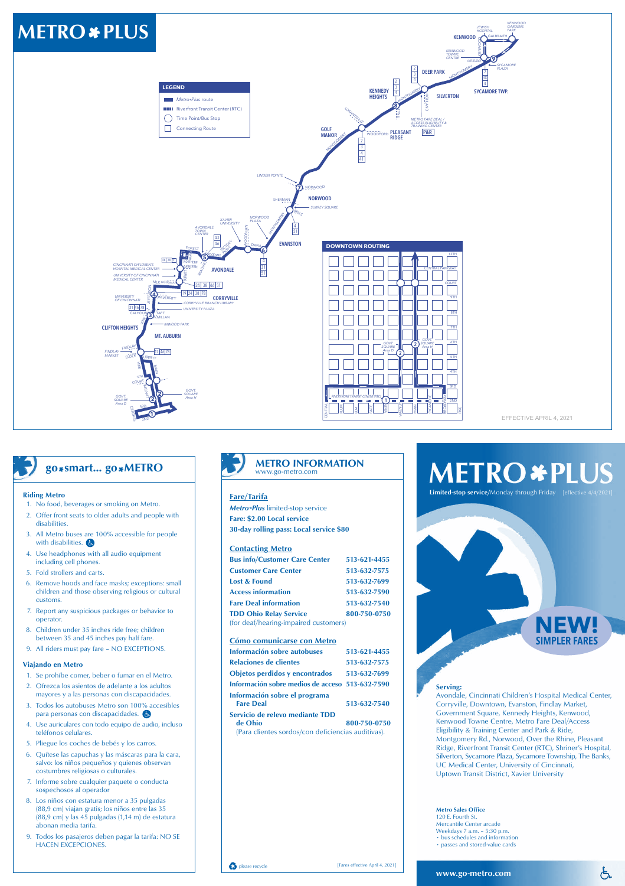# METRO ✱ PLUS

**LEGEND**

- *Metro✱Plus* route
- Riverfront Transit Center (RTC)
- Time Point/Bus Stop
- Connecting Route

**DOWNTOWN ROUTING**

EFFECTIVE APRIL 4, 2021

## go✱smart... go✱METRO

### Riding Metro

1. No food, beverages or smoking on Metro.
2. Offer front seats to older adults and people with disabilities.
3. All Metro buses are 100% accessible for people with disabilities.
4. Use headphones with all audio equipment including cell phones.
5. Fold strollers and carts.
6. Remove hoods and face masks; exceptions: small children and those observing religious or cultural customs.
7. Report any suspicious packages or behavior to operator.
8. Children under 35 inches ride free; children between 35 and 45 inches pay half fare.
9. All riders must pay fare – NO EXCEPTIONS.

### Viajando en Metro

1. Se prohíbe comer, beber o fumar en el Metro.
2. Ofrezca los asientos de adelante a los adultos mayores y a las personas con discapacidades.
3. Todos los autobuses Metro son 100% accesibles para personas con discapacidades.
4. Use auriculares con todo equipo de audio, incluso teléfonos celulares.
5. Pliegue los coches de bebés y los carros.
6. Quítese las capuchas y las máscaras para la cara, salvo: los niños pequeños y quienes observan costumbres religiosas o culturales.
7. Informe sobre cualquier paquete o conducta sospechosos al operador
8. Los niños con estatura menor a 35 pulgadas (88,9 cm) viajan gratis; los niños entre las 35 (88,9 cm) y las 45 pulgadas (1,14 m) de estatura abonan media tarifa.
9. Todos los pasajeros deben pagar la tarifa: NO SE HACEN EXCEPCIONES.

## METRO INFORMATION

www.go-metro.com

### Fare/Tarifa

***Metro✱Plus*** limited-stop service
**Fare: $2.00 Local service**
**30-day rolling pass: Local service $80**

### Contacting Metro

| | |
|---|---|
| **Bus info/Customer Care Center** | **513-621-4455** |
| **Customer Care Center** | **513-632-7575** |
| **Lost & Found** | **513-632-7699** |
| **Access information** | **513-632-7590** |
| **Fare Deal information** | **513-632-7540** |
| **TDD Ohio Relay Service** (for deaf/hearing-impaired customers) | **800-750-0750** |

### Cómo comunicarse con Metro

| | |
|---|---|
| **Información sobre autobuses** | **513-621-4455** |
| **Relaciones de clientes** | **513-632-7575** |
| **Objetos perdidos y encontrados** | **513-632-7699** |
| **Información sobre medios de acceso** | **513-632-7590** |
| **Información sobre el programa Fare Deal** | **513-632-7540** |
| **Servicio de relevo mediante TDD de Ohio** (Para clientes sordos/con deficiencias auditivas). | **800-750-0750** |

please recycle

[Fares effective April 4, 2021]

# METRO ✱ PLUS

**Limited-stop service**/Monday through Friday [effective 4/4/2021]

**NEW! SIMPLER FARES**

**Serving:**
Avondale, Cincinnati Children's Hospital Medical Center, Corryville, Downtown, Evanston, Findlay Market, Government Square, Kennedy Heights, Kenwood, Kenwood Towne Centre, Metro Fare Deal/Access Eligibility & Training Center and Park & Ride, Montgomery Rd., Norwood, Over the Rhine, Pleasant Ridge, Riverfront Transit Center (RTC), Shriner's Hospital, Silverton, Sycamore Plaza, Sycamore Township, The Banks, UC Medical Center, University of Cincinnati, Uptown Transit District, Xavier University

**Metro Sales Office**
120 E. Fourth St.
Mercantile Center arcade
Weekdays 7 a.m. – 5:30 p.m.
- bus schedules and information
- passes and stored-value cards

**www.go-metro.com**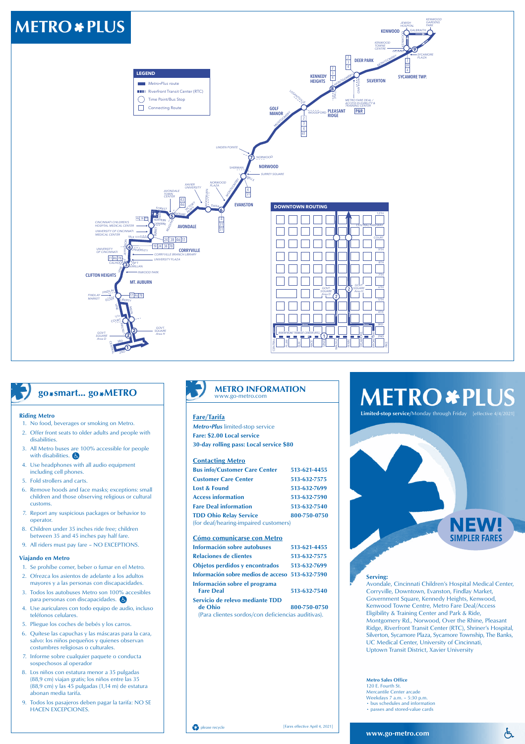# METRO ✱ PLUS

LEGEND

- Metro✱Plus route
- Riverfront Transit Center (RTC)
- Time Point/Bus Stop
- Connecting Route

DOWNTOWN ROUTING

## go✱smart... go✱METRO

### Riding Metro

1. No food, beverages or smoking on Metro.
2. Offer front seats to older adults and people with disabilities.
3. All Metro buses are 100% accessible for people with disabilities.
4. Use headphones with all audio equipment including cell phones.
5. Fold strollers and carts.
6. Remove hoods and face masks; exceptions: small children and those observing religious or cultural customs.
7. Report any suspicious packages or behavior to operator.
8. Children under 35 inches ride free; children between 35 and 45 inches pay half fare.
9. All riders must pay fare – NO EXCEPTIONS.

### Viajando en Metro

1. Se prohíbe comer, beber o fumar en el Metro.
2. Ofrezca los asientos de adelante a los adultos mayores y a las personas con discapacidades.
3. Todos los autobuses Metro son 100% accesibles para personas con discapacidades.
4. Use auriculares con todo equipo de audio, incluso teléfonos celulares.
5. Pliegue los coches de bebés y los carros.
6. Quítese las capuchas y las máscaras para la cara, salvo: los niños pequeños y quienes observan costumbres religiosas o culturales.
7. Informe sobre cualquier paquete o conducta sospechosos al operador
8. Los niños con estatura menor a 35 pulgadas (88,9 cm) viajan gratis; los niños entre las 35 (88,9 cm) y las 45 pulgadas (1,14 m) de estatura abonan media tarifa.
9. Todos los pasajeros deben pagar la tarifa: NO SE HACEN EXCEPCIONES.

## METRO INFORMATION

www.go-metro.com

### Fare/Tarifa

***Metro✱Plus*** **limited-stop service**
**Fare: $2.00 Local service**
**30-day rolling pass: Local service $80**

### Contacting Metro

| | |
|---|---|
| **Bus info/Customer Care Center** | **513-621-4455** |
| **Customer Care Center** | **513-632-7575** |
| **Lost & Found** | **513-632-7699** |
| **Access information** | **513-632-7590** |
| **Fare Deal information** | **513-632-7540** |
| **TDD Ohio Relay Service** (for deaf/hearing-impaired customers) | **800-750-0750** |

### Cómo comunicarse con Metro

| | |
|---|---|
| **Información sobre autobuses** | **513-621-4455** |
| **Relaciones de clientes** | **513-632-7575** |
| **Objetos perdidos y encontrados** | **513-632-7699** |
| **Información sobre medios de acceso** | **513-632-7590** |
| **Información sobre el programa Fare Deal** | **513-632-7540** |
| **Servicio de relevo mediante TDD de Ohio** (Para clientes sordos/con deficiencias auditivas). | **800-750-0750** |

please recycle

[Fares effective April 4, 2021]

# METRO ✱ PLUS

**Limited-stop service**/Monday through Friday [effective 4/4/2021]

**NEW! SIMPLER FARES**

**Serving:**
Avondale, Cincinnati Children's Hospital Medical Center, Corryville, Downtown, Evanston, Findlay Market, Government Square, Kennedy Heights, Kenwood, Kenwood Towne Centre, Metro Fare Deal/Access Eligibility & Training Center and Park & Ride, Montgomery Rd., Norwood, Over the Rhine, Pleasant Ridge, Riverfront Transit Center (RTC), Shriner's Hospital, Silverton, Sycamore Plaza, Sycamore Township, The Banks, UC Medical Center, University of Cincinnati, Uptown Transit District, Xavier University

**Metro Sales Office**
120 E. Fourth St.
Mercantile Center arcade
Weekdays 7 a.m. – 5:30 p.m.
- bus schedules and information
- passes and stored-value cards

**www.go-metro.com**